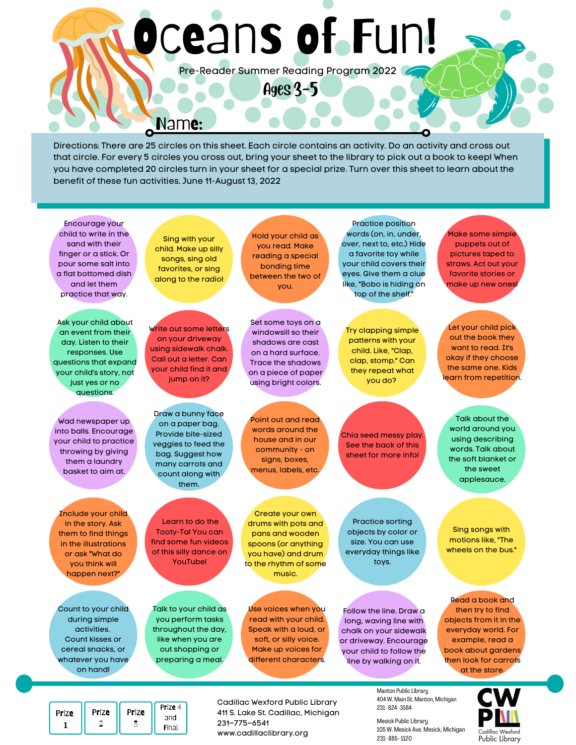# Oceans of Fun!

Pre-Reader Summer Reading Program 2022

## Ages 3-5

**Name:**

Directions: There are 25 circles on this sheet. Each circle contains an activity. Do an activity and cross out that circle. For every 5 circles you cross out, bring your sheet to the library to pick out a book to keep! When you have completed 20 circles turn in your sheet for a special prize. Turn over this sheet to learn about the benefit of these fun activities. June 11-August 13, 2022

- Encourage your child to write in the sand with their finger or a stick. Or pour some salt into a flat bottomed dish and let them practice that way.
- Sing with your child. Make up silly songs, sing old favorites, or sing along to the radio!
- Hold your child as you read. Make reading a special bonding time between the two of you.
- Practice position words (on, in, under, over, next to, etc.) Hide a favorite toy while your child covers their eyes. Give them a clue like, "Bobo is hiding on top of the shelf."
- Make some simple puppets out of pictures taped to straws. Act out your favorite stories or make up new ones!
- Ask your child about an event from their day. Listen to their responses. Use questions that expand your child's story, not just yes or no questions.
- Write out some letters on your driveway using sidewalk chalk. Call out a letter. Can your child find it and jump on it?
- Set some toys on a windowsill so their shadows are cast on a hard surface. Trace the shadows on a piece of paper using bright colors.
- Try clapping simple patterns with your child. Like, "Clap, clap, stomp." Can they repeat what you do?
- Let your child pick out the book they want to read. It's okay if they choose the same one. Kids learn from repetition.
- Wad newspaper up into balls. Encourage your child to practice throwing by giving them a laundry basket to aim at.
- Draw a bunny face on a paper bag. Provide bite-sized veggies to feed the bag. Suggest how many carrots and count along with them.
- Point out and read words around the house and in our community - on signs, boxes, menus, labels, etc.
- Chia seed messy play. See the back of this sheet for more info!
- Talk about the world around you using describing words. Talk about the soft blanket or the sweet applesauce.
- Include your child in the story. Ask them to find things in the illustrations or ask "What do you think will happen next?"
- Learn to do the Tooty-Ta! You can find some fun videos of this silly dance on YouTube!
- Create your own drums with pots and pans and wooden spoons (or anything you have) and drum to the rhythm of some music.
- Practice sorting objects by color or size. You can use everyday things like toys.
- Sing songs with motions like, "The wheels on the bus."
- Count to your child during simple activities. Count kisses or cereal snacks, or whatever you have on hand!
- Talk to your child as you perform tasks throughout the day, like when you are out shopping or preparing a meal.
- Use voices when you read with your child. Speak with a loud, or soft, or silly voice. Make up voices for different characters.
- Follow the line. Draw a long, waving line with chalk on your sidewalk or driveway. Encourage your child to follow the line by walking on it.
- Read a book and then try to find objects from it in the everyday world. For example, read a book about gardens then look for carrots at the store.

| Prize 1 | Prize 2 | Prize 3 | Prize 4 and Final |
|---|---|---|---|

Cadillac Wexford Public Library
411 S. Lake St. Cadillac, Michigan
231-775-6541
www.cadillaclibrary.org

Manton Public Library
404 W. Main St. Manton, Michigan
231-824-3584

Mesick Public Library
105 W. Mesick Ave. Mesick, Michigan
231-885-1120

CWPL
Cadillac Wexford Public Library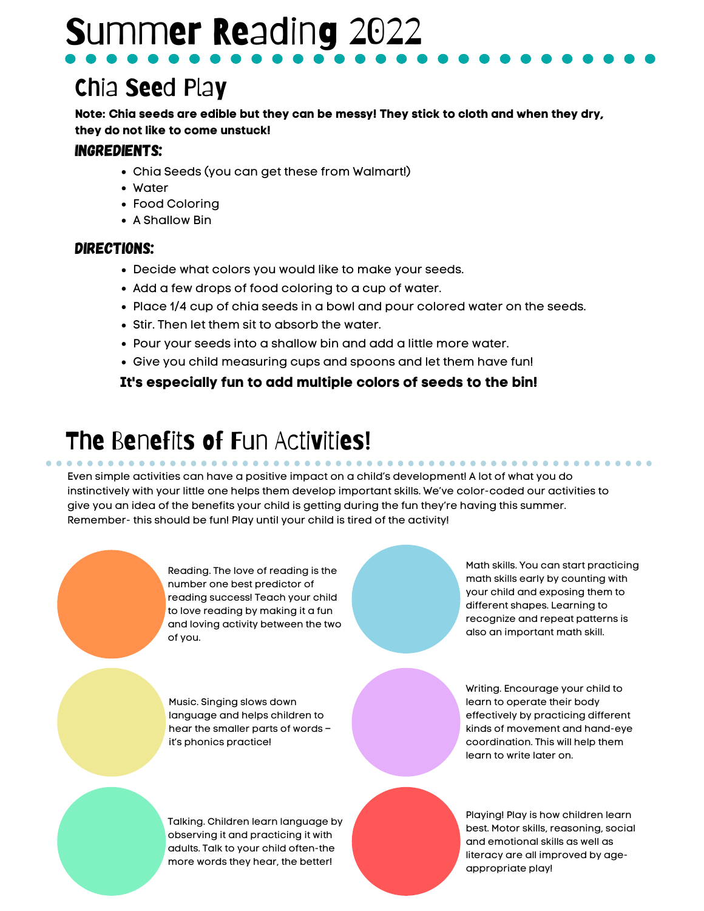# Summer Reading 2022

## Chia Seed Play

**Note: Chia seeds are edible but they can be messy! They stick to cloth and when they dry, they do not like to come unstuck!**

### INGREDIENTS:

- Chia Seeds (you can get these from Walmart!)
- Water
- Food Coloring
- A Shallow Bin

### DIRECTIONS:

- Decide what colors you would like to make your seeds.
- Add a few drops of food coloring to a cup of water.
- Place 1/4 cup of chia seeds in a bowl and pour colored water on the seeds.
- Stir. Then let them sit to absorb the water.
- Pour your seeds into a shallow bin and add a little more water.
- Give you child measuring cups and spoons and let them have fun!

**It's especially fun to add multiple colors of seeds to the bin!**

## The Benefits of Fun Activities!

Even simple activities can have a positive impact on a child's development! A lot of what you do instinctively with your little one helps them develop important skills. We've color-coded our activities to give you an idea of the benefits your child is getting during the fun they're having this summer. Remember- this should be fun! Play until your child is tired of the activity!

Reading. The love of reading is the number one best predictor of reading success! Teach your child to love reading by making it a fun and loving activity between the two of you.

Math skills. You can start practicing math skills early by counting with your child and exposing them to different shapes. Learning to recognize and repeat patterns is also an important math skill.

Music. Singing slows down language and helps children to hear the smaller parts of words – it's phonics practice!

Writing. Encourage your child to learn to operate their body effectively by practicing different kinds of movement and hand-eye coordination. This will help them learn to write later on.

Talking. Children learn language by observing it and practicing it with adults. Talk to your child often-the more words they hear, the better!

Playing! Play is how children learn best. Motor skills, reasoning, social and emotional skills as well as literacy are all improved by age-appropriate play!